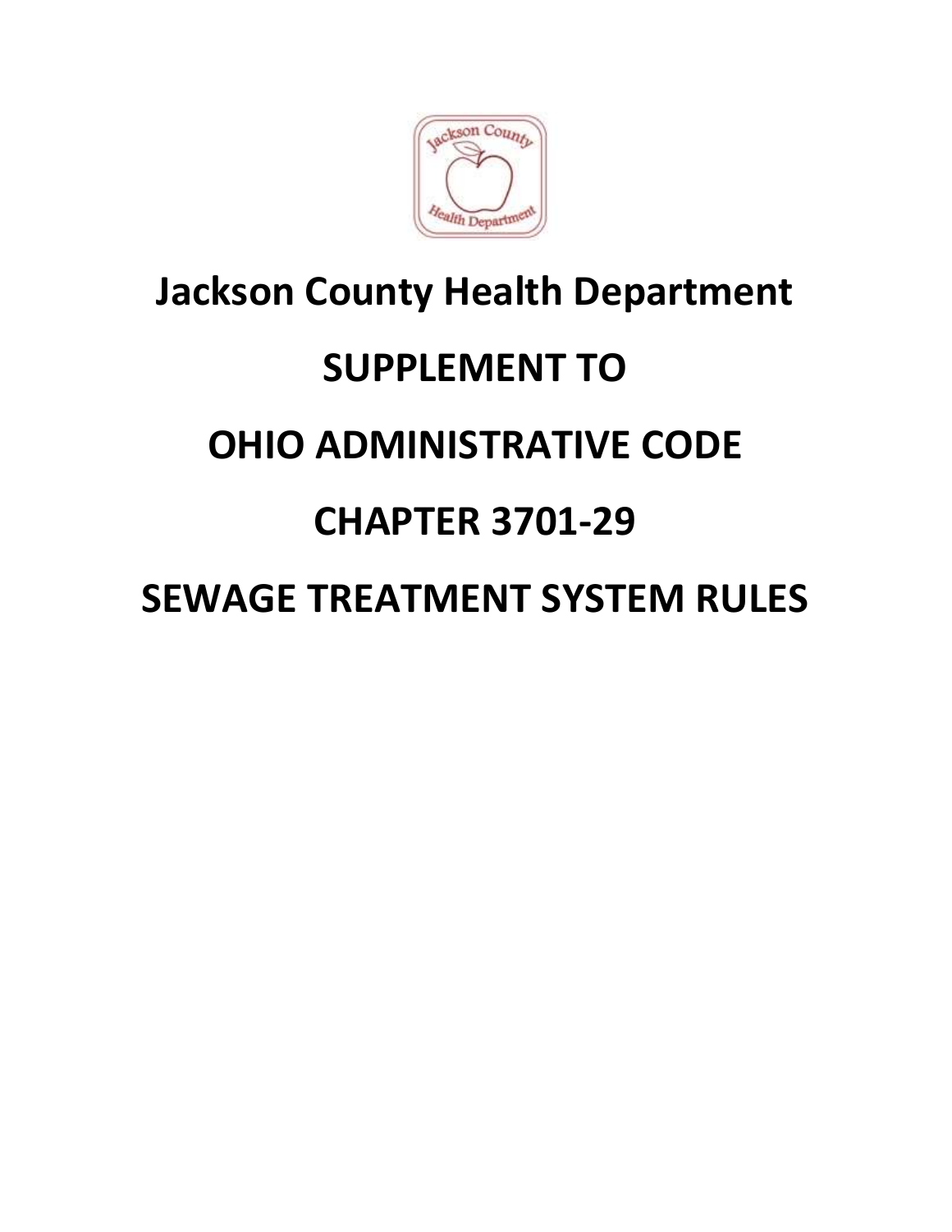# Jackson County Health Department

# SUPPLEMENT TO

# OHIO ADMINISTRATIVE CODE

# CHAPTER 3701-29

# SEWAGE TREATMENT SYSTEM RULES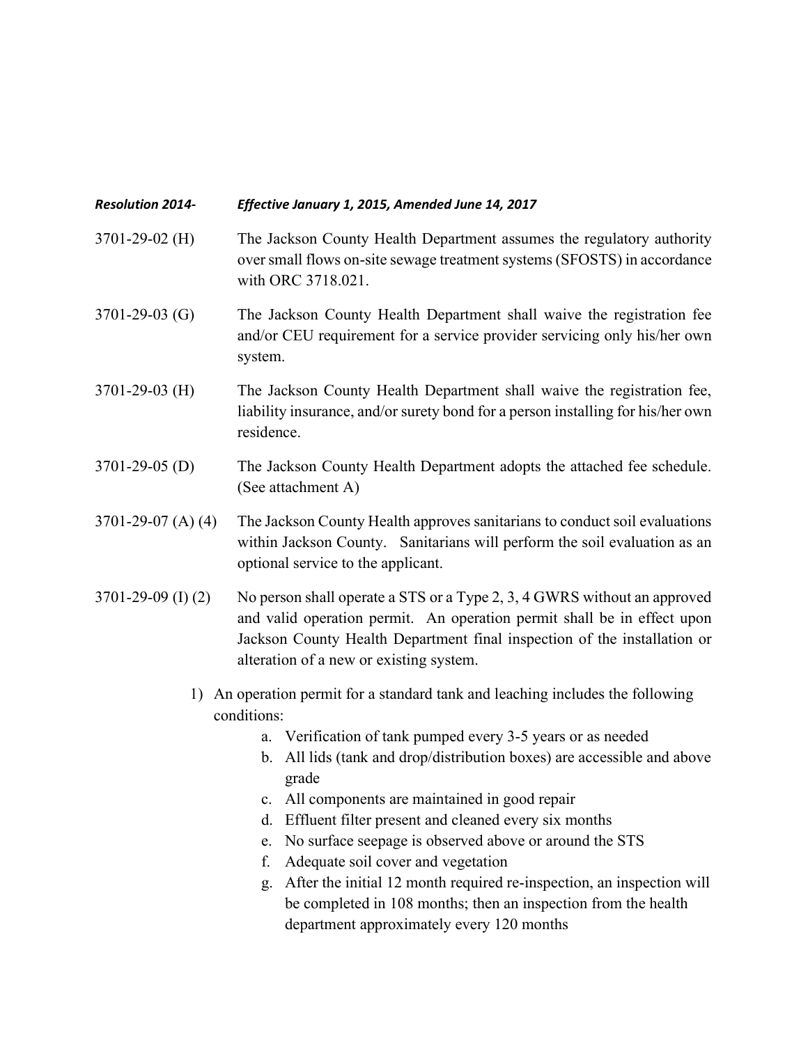***Resolution 2014-    Effective January 1, 2015, Amended June 14, 2017***

3701-29-02 (H) The Jackson County Health Department assumes the regulatory authority over small flows on-site sewage treatment systems (SFOSTS) in accordance with ORC 3718.021.

3701-29-03 (G) The Jackson County Health Department shall waive the registration fee and/or CEU requirement for a service provider servicing only his/her own system.

3701-29-03 (H) The Jackson County Health Department shall waive the registration fee, liability insurance, and/or surety bond for a person installing for his/her own residence.

3701-29-05 (D) The Jackson County Health Department adopts the attached fee schedule. (See attachment A)

3701-29-07 (A) (4) The Jackson County Health approves sanitarians to conduct soil evaluations within Jackson County. Sanitarians will perform the soil evaluation as an optional service to the applicant.

3701-29-09 (I) (2) No person shall operate a STS or a Type 2, 3, 4 GWRS without an approved and valid operation permit. An operation permit shall be in effect upon Jackson County Health Department final inspection of the installation or alteration of a new or existing system.

1) An operation permit for a standard tank and leaching includes the following conditions:
    a. Verification of tank pumped every 3-5 years or as needed
    b. All lids (tank and drop/distribution boxes) are accessible and above grade
    c. All components are maintained in good repair
    d. Effluent filter present and cleaned every six months
    e. No surface seepage is observed above or around the STS
    f. Adequate soil cover and vegetation
    g. After the initial 12 month required re-inspection, an inspection will be completed in 108 months; then an inspection from the health department approximately every 120 months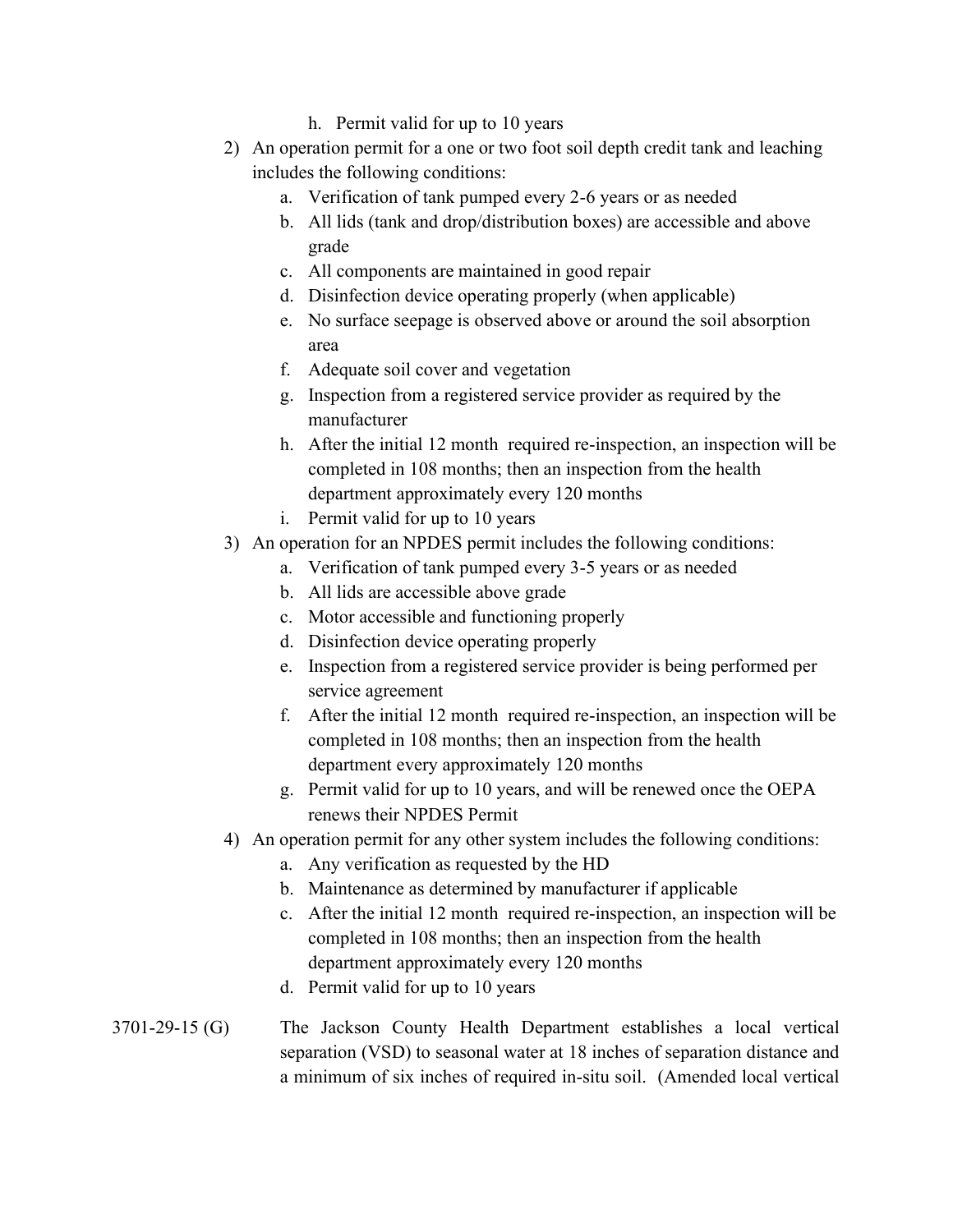h. Permit valid for up to 10 years

2) An operation permit for a one or two foot soil depth credit tank and leaching includes the following conditions:
    a. Verification of tank pumped every 2-6 years or as needed
    b. All lids (tank and drop/distribution boxes) are accessible and above grade
    c. All components are maintained in good repair
    d. Disinfection device operating properly (when applicable)
    e. No surface seepage is observed above or around the soil absorption area
    f. Adequate soil cover and vegetation
    g. Inspection from a registered service provider as required by the manufacturer
    h. After the initial 12 month required re-inspection, an inspection will be completed in 108 months; then an inspection from the health department approximately every 120 months
    i. Permit valid for up to 10 years

3) An operation for an NPDES permit includes the following conditions:
    a. Verification of tank pumped every 3-5 years or as needed
    b. All lids are accessible above grade
    c. Motor accessible and functioning properly
    d. Disinfection device operating properly
    e. Inspection from a registered service provider is being performed per service agreement
    f. After the initial 12 month required re-inspection, an inspection will be completed in 108 months; then an inspection from the health department every approximately 120 months
    g. Permit valid for up to 10 years, and will be renewed once the OEPA renews their NPDES Permit

4) An operation permit for any other system includes the following conditions:
    a. Any verification as requested by the HD
    b. Maintenance as determined by manufacturer if applicable
    c. After the initial 12 month required re-inspection, an inspection will be completed in 108 months; then an inspection from the health department approximately every 120 months
    d. Permit valid for up to 10 years

3701-29-15 (G) The Jackson County Health Department establishes a local vertical separation (VSD) to seasonal water at 18 inches of separation distance and a minimum of six inches of required in-situ soil. (Amended local vertical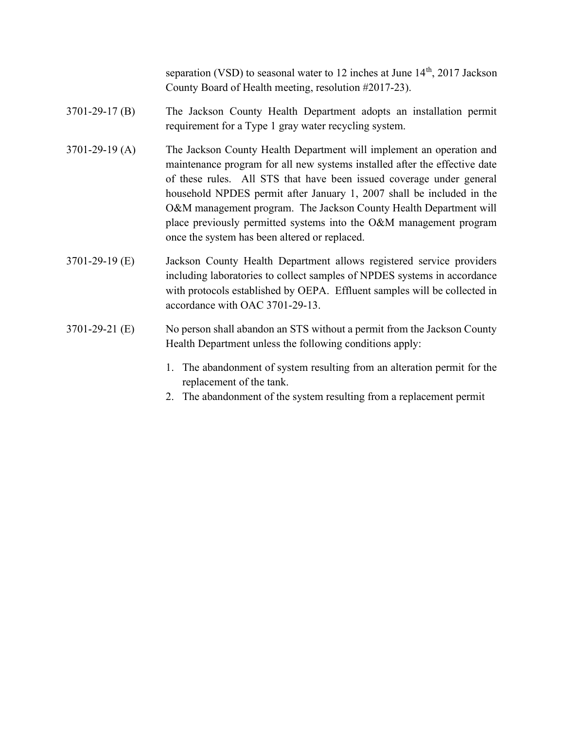separation (VSD) to seasonal water to 12 inches at June 14th, 2017 Jackson County Board of Health meeting, resolution #2017-23).

3701-29-17 (B) The Jackson County Health Department adopts an installation permit requirement for a Type 1 gray water recycling system.

3701-29-19 (A) The Jackson County Health Department will implement an operation and maintenance program for all new systems installed after the effective date of these rules. All STS that have been issued coverage under general household NPDES permit after January 1, 2007 shall be included in the O&M management program. The Jackson County Health Department will place previously permitted systems into the O&M management program once the system has been altered or replaced.

3701-29-19 (E) Jackson County Health Department allows registered service providers including laboratories to collect samples of NPDES systems in accordance with protocols established by OEPA. Effluent samples will be collected in accordance with OAC 3701-29-13.

3701-29-21 (E) No person shall abandon an STS without a permit from the Jackson County Health Department unless the following conditions apply:

1. The abandonment of system resulting from an alteration permit for the replacement of the tank.
2. The abandonment of the system resulting from a replacement permit